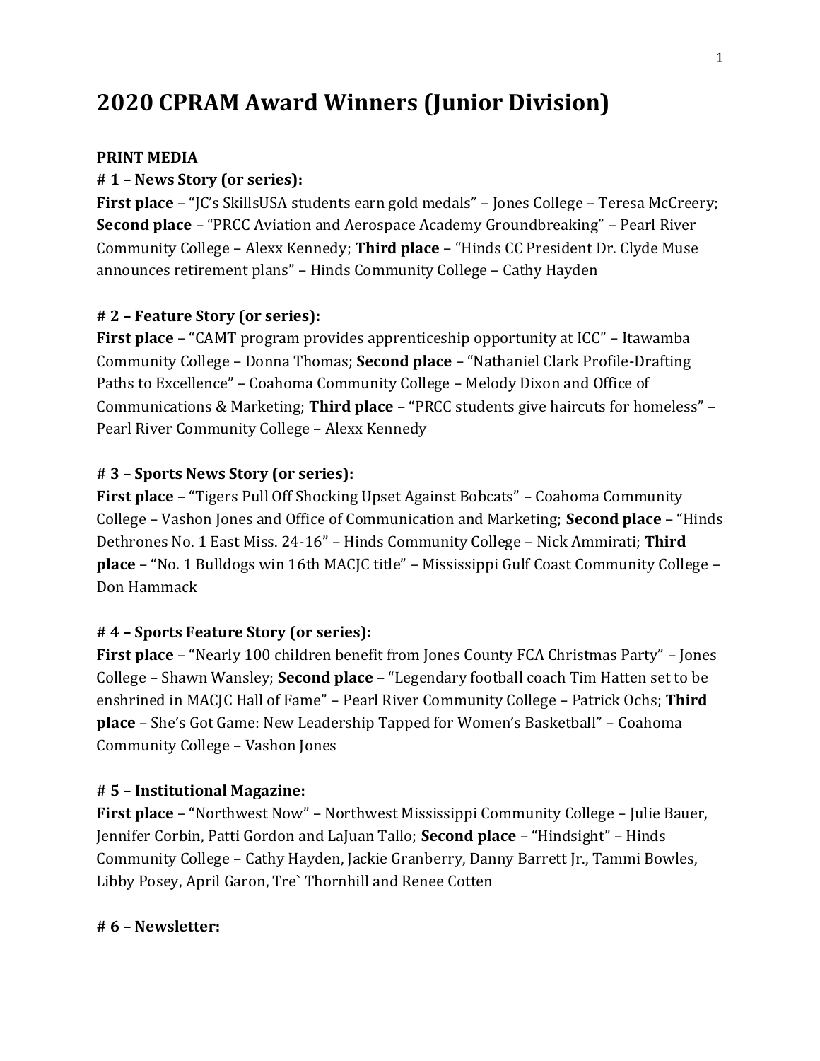# 2020 CPRAM Award Winners (Junior Division)

**PRINT MEDIA**

**# 1 – News Story (or series):**

**First place** – "JC's SkillsUSA students earn gold medals" – Jones College – Teresa McCreery; **Second place** – "PRCC Aviation and Aerospace Academy Groundbreaking" – Pearl River Community College – Alexx Kennedy; **Third place** – "Hinds CC President Dr. Clyde Muse announces retirement plans" – Hinds Community College – Cathy Hayden

**# 2 – Feature Story (or series):**

**First place** – "CAMT program provides apprenticeship opportunity at ICC" – Itawamba Community College – Donna Thomas; **Second place** – "Nathaniel Clark Profile-Drafting Paths to Excellence" – Coahoma Community College – Melody Dixon and Office of Communications & Marketing; **Third place** – "PRCC students give haircuts for homeless" – Pearl River Community College – Alexx Kennedy

**# 3 – Sports News Story (or series):**

**First place** – "Tigers Pull Off Shocking Upset Against Bobcats" – Coahoma Community College – Vashon Jones and Office of Communication and Marketing; **Second place** – "Hinds Dethrones No. 1 East Miss. 24-16" – Hinds Community College – Nick Ammirati; **Third place** – "No. 1 Bulldogs win 16th MACJC title" – Mississippi Gulf Coast Community College – Don Hammack

**# 4 – Sports Feature Story (or series):**

**First place** – "Nearly 100 children benefit from Jones County FCA Christmas Party" – Jones College – Shawn Wansley; **Second place** – "Legendary football coach Tim Hatten set to be enshrined in MACJC Hall of Fame" – Pearl River Community College – Patrick Ochs; **Third place** – She's Got Game: New Leadership Tapped for Women's Basketball" – Coahoma Community College – Vashon Jones

**# 5 – Institutional Magazine:**

**First place** – "Northwest Now" – Northwest Mississippi Community College – Julie Bauer, Jennifer Corbin, Patti Gordon and LaJuan Tallo; **Second place** – "Hindsight" – Hinds Community College – Cathy Hayden, Jackie Granberry, Danny Barrett Jr., Tammi Bowles, Libby Posey, April Garon, Tre` Thornhill and Renee Cotten

**# 6 – Newsletter:**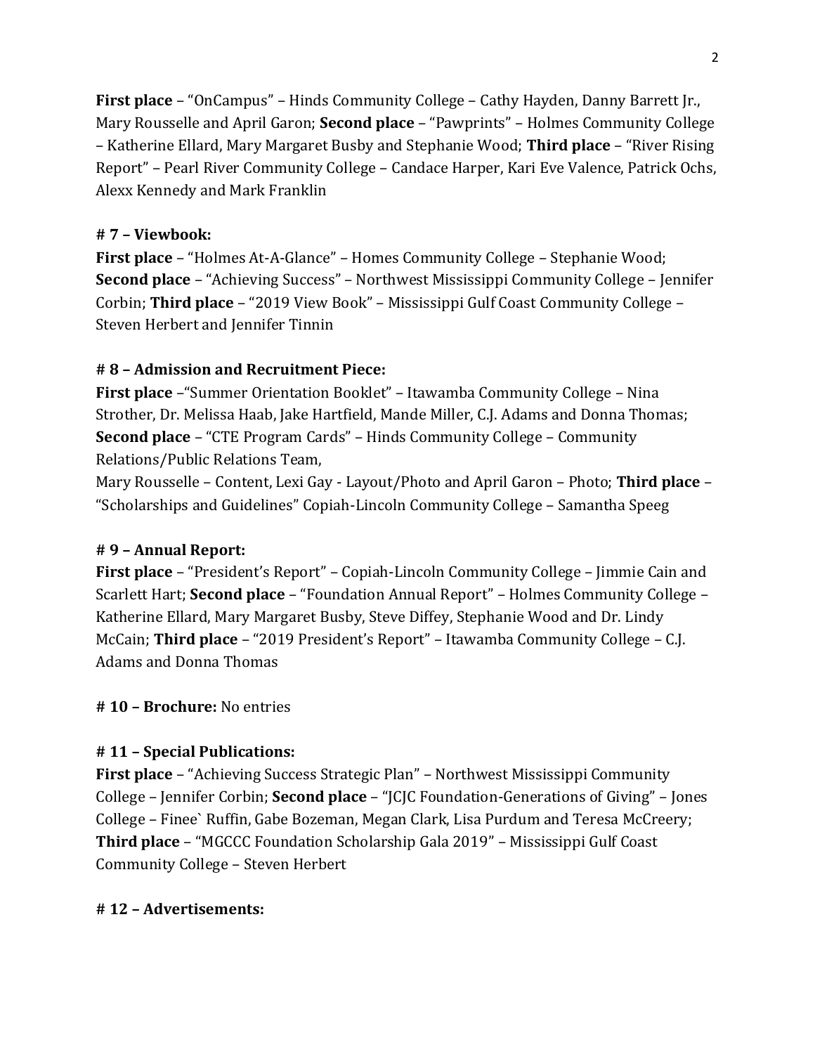**First place** – "OnCampus" – Hinds Community College – Cathy Hayden, Danny Barrett Jr., Mary Rousselle and April Garon; **Second place** – "Pawprints" – Holmes Community College – Katherine Ellard, Mary Margaret Busby and Stephanie Wood; **Third place** – "River Rising Report" – Pearl River Community College – Candace Harper, Kari Eve Valence, Patrick Ochs, Alexx Kennedy and Mark Franklin

**# 7 – Viewbook:**
**First place** – "Holmes At-A-Glance" – Homes Community College – Stephanie Wood; **Second place** – "Achieving Success" – Northwest Mississippi Community College – Jennifer Corbin; **Third place** – "2019 View Book" – Mississippi Gulf Coast Community College – Steven Herbert and Jennifer Tinnin

**# 8 – Admission and Recruitment Piece:**
**First place** –"Summer Orientation Booklet" – Itawamba Community College – Nina Strother, Dr. Melissa Haab, Jake Hartfield, Mande Miller, C.J. Adams and Donna Thomas; **Second place** – "CTE Program Cards" – Hinds Community College – Community Relations/Public Relations Team,
Mary Rousselle – Content, Lexi Gay - Layout/Photo and April Garon – Photo; **Third place** – "Scholarships and Guidelines" Copiah-Lincoln Community College – Samantha Speeg

**# 9 – Annual Report:**
**First place** – "President's Report" – Copiah-Lincoln Community College – Jimmie Cain and Scarlett Hart; **Second place** – "Foundation Annual Report" – Holmes Community College – Katherine Ellard, Mary Margaret Busby, Steve Diffey, Stephanie Wood and Dr. Lindy McCain; **Third place** – "2019 President's Report" – Itawamba Community College – C.J. Adams and Donna Thomas

**# 10 – Brochure:** No entries

**# 11 – Special Publications:**
**First place** – "Achieving Success Strategic Plan" – Northwest Mississippi Community College – Jennifer Corbin; **Second place** – "JCJC Foundation-Generations of Giving" – Jones College – Finee` Ruffin, Gabe Bozeman, Megan Clark, Lisa Purdum and Teresa McCreery; **Third place** – "MGCCC Foundation Scholarship Gala 2019" – Mississippi Gulf Coast Community College – Steven Herbert

**# 12 – Advertisements:**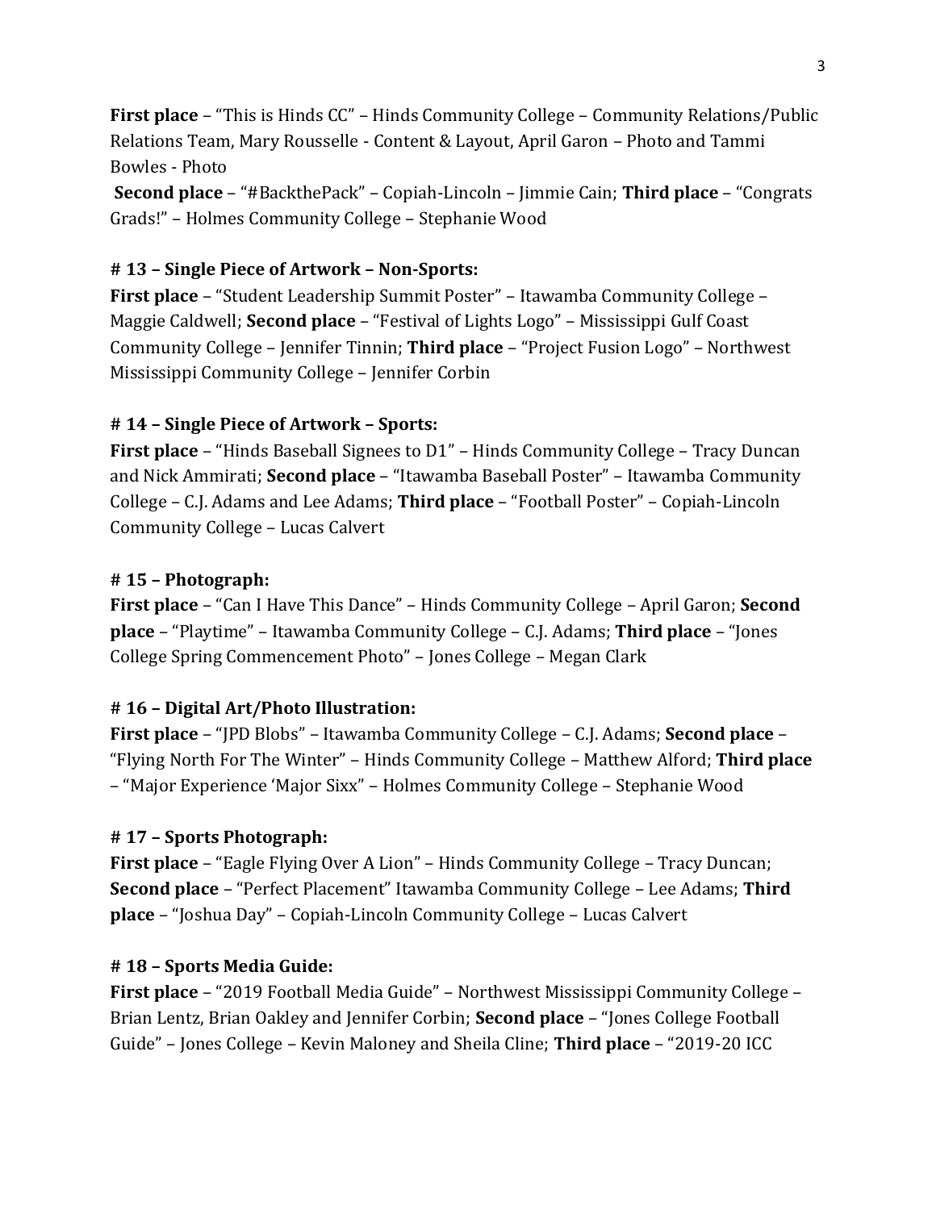**First place** – "This is Hinds CC" – Hinds Community College – Community Relations/Public Relations Team, Mary Rousselle - Content & Layout, April Garon – Photo and Tammi Bowles - Photo

**Second place** – "#BackthePack" – Copiah-Lincoln – Jimmie Cain; **Third place** – "Congrats Grads!" – Holmes Community College – Stephanie Wood

**# 13 – Single Piece of Artwork – Non-Sports:**

**First place** – "Student Leadership Summit Poster" – Itawamba Community College – Maggie Caldwell; **Second place** – "Festival of Lights Logo" – Mississippi Gulf Coast Community College – Jennifer Tinnin; **Third place** – "Project Fusion Logo" – Northwest Mississippi Community College – Jennifer Corbin

**# 14 – Single Piece of Artwork – Sports:**

**First place** – "Hinds Baseball Signees to D1" – Hinds Community College – Tracy Duncan and Nick Ammirati; **Second place** – "Itawamba Baseball Poster" – Itawamba Community College – C.J. Adams and Lee Adams; **Third place** – "Football Poster" – Copiah-Lincoln Community College – Lucas Calvert

**# 15 – Photograph:**

**First place** – "Can I Have This Dance" – Hinds Community College – April Garon; **Second place** – "Playtime" – Itawamba Community College – C.J. Adams; **Third place** – "Jones College Spring Commencement Photo" – Jones College – Megan Clark

**# 16 – Digital Art/Photo Illustration:**

**First place** – "JPD Blobs" – Itawamba Community College – C.J. Adams; **Second place** – "Flying North For The Winter" – Hinds Community College – Matthew Alford; **Third place** – "Major Experience 'Major Sixx" – Holmes Community College – Stephanie Wood

**# 17 – Sports Photograph:**

**First place** – "Eagle Flying Over A Lion" – Hinds Community College – Tracy Duncan; **Second place** – "Perfect Placement" Itawamba Community College – Lee Adams; **Third place** – "Joshua Day" – Copiah-Lincoln Community College – Lucas Calvert

**# 18 – Sports Media Guide:**

**First place** – "2019 Football Media Guide" – Northwest Mississippi Community College – Brian Lentz, Brian Oakley and Jennifer Corbin; **Second place** – "Jones College Football Guide" – Jones College – Kevin Maloney and Sheila Cline; **Third place** – "2019-20 ICC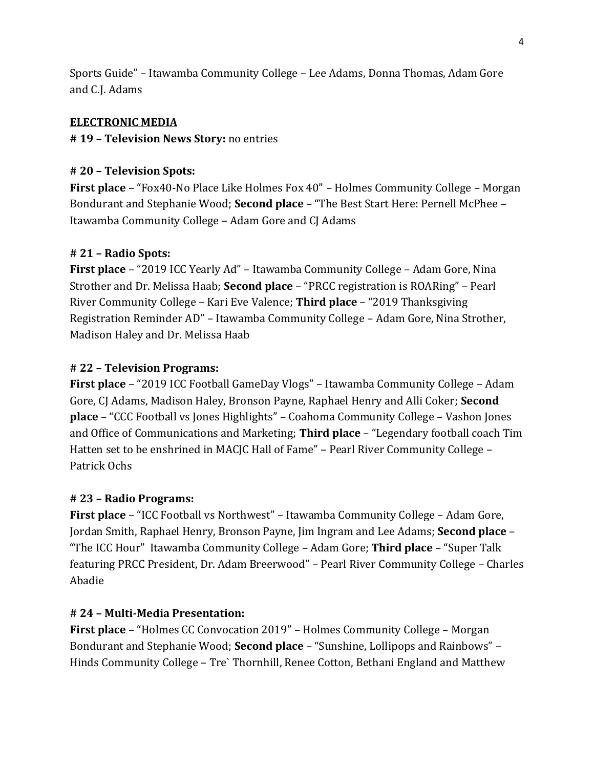Sports Guide" – Itawamba Community College – Lee Adams, Donna Thomas, Adam Gore and C.J. Adams

**ELECTRONIC MEDIA**

**# 19 – Television News Story:** no entries

**# 20 – Television Spots:**
**First place** – "Fox40-No Place Like Holmes Fox 40" – Holmes Community College – Morgan Bondurant and Stephanie Wood; **Second place** – "The Best Start Here: Pernell McPhee – Itawamba Community College – Adam Gore and CJ Adams

**# 21 – Radio Spots:**
**First place** – "2019 ICC Yearly Ad" – Itawamba Community College – Adam Gore, Nina Strother and Dr. Melissa Haab; **Second place** – "PRCC registration is ROARing" – Pearl River Community College – Kari Eve Valence; **Third place** – "2019 Thanksgiving Registration Reminder AD" – Itawamba Community College – Adam Gore, Nina Strother, Madison Haley and Dr. Melissa Haab

**# 22 – Television Programs:**
**First place** – "2019 ICC Football GameDay Vlogs" – Itawamba Community College – Adam Gore, CJ Adams, Madison Haley, Bronson Payne, Raphael Henry and Alli Coker; **Second place** – "CCC Football vs Jones Highlights" – Coahoma Community College – Vashon Jones and Office of Communications and Marketing; **Third place** – "Legendary football coach Tim Hatten set to be enshrined in MACJC Hall of Fame" – Pearl River Community College – Patrick Ochs

**# 23 – Radio Programs:**
**First place** – "ICC Football vs Northwest" – Itawamba Community College – Adam Gore, Jordan Smith, Raphael Henry, Bronson Payne, Jim Ingram and Lee Adams; **Second place** – "The ICC Hour" Itawamba Community College – Adam Gore; **Third place** – "Super Talk featuring PRCC President, Dr. Adam Breerwood" – Pearl River Community College – Charles Abadie

**# 24 – Multi-Media Presentation:**
**First place** – "Holmes CC Convocation 2019" – Holmes Community College – Morgan Bondurant and Stephanie Wood; **Second place** – "Sunshine, Lollipops and Rainbows" – Hinds Community College – Tre` Thornhill, Renee Cotton, Bethani England and Matthew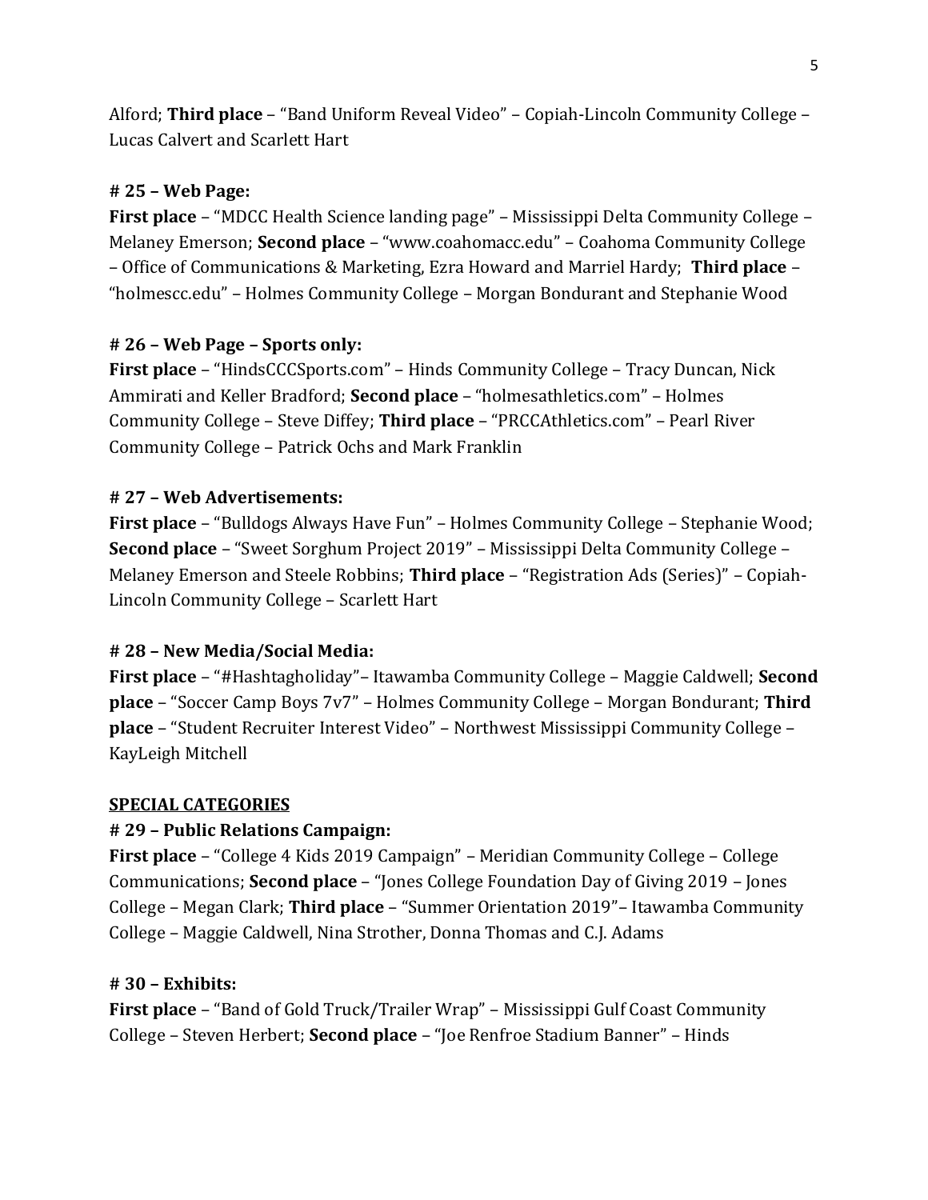Alford; **Third place** – "Band Uniform Reveal Video" – Copiah-Lincoln Community College – Lucas Calvert and Scarlett Hart

**# 25 – Web Page:**

**First place** – "MDCC Health Science landing page" – Mississippi Delta Community College – Melaney Emerson; **Second place** – "www.coahomacc.edu" – Coahoma Community College – Office of Communications & Marketing, Ezra Howard and Marriel Hardy; **Third place** – "holmescc.edu" – Holmes Community College – Morgan Bondurant and Stephanie Wood

**# 26 – Web Page – Sports only:**

**First place** – "HindsCCCSports.com" – Hinds Community College – Tracy Duncan, Nick Ammirati and Keller Bradford; **Second place** – "holmesathletics.com" – Holmes Community College – Steve Diffey; **Third place** – "PRCCAthletics.com" – Pearl River Community College – Patrick Ochs and Mark Franklin

**# 27 – Web Advertisements:**

**First place** – "Bulldogs Always Have Fun" – Holmes Community College – Stephanie Wood; **Second place** – "Sweet Sorghum Project 2019" – Mississippi Delta Community College – Melaney Emerson and Steele Robbins; **Third place** – "Registration Ads (Series)" – Copiah-Lincoln Community College – Scarlett Hart

**# 28 – New Media/Social Media:**

**First place** – "#Hashtagholiday"– Itawamba Community College – Maggie Caldwell; **Second place** – "Soccer Camp Boys 7v7" – Holmes Community College – Morgan Bondurant; **Third place** – "Student Recruiter Interest Video" – Northwest Mississippi Community College – KayLeigh Mitchell

**SPECIAL CATEGORIES**

**# 29 – Public Relations Campaign:**

**First place** – "College 4 Kids 2019 Campaign" – Meridian Community College – College Communications; **Second place** – "Jones College Foundation Day of Giving 2019 – Jones College – Megan Clark; **Third place** – "Summer Orientation 2019"– Itawamba Community College – Maggie Caldwell, Nina Strother, Donna Thomas and C.J. Adams

**# 30 – Exhibits:**

**First place** – "Band of Gold Truck/Trailer Wrap" – Mississippi Gulf Coast Community College – Steven Herbert; **Second place** – "Joe Renfroe Stadium Banner" – Hinds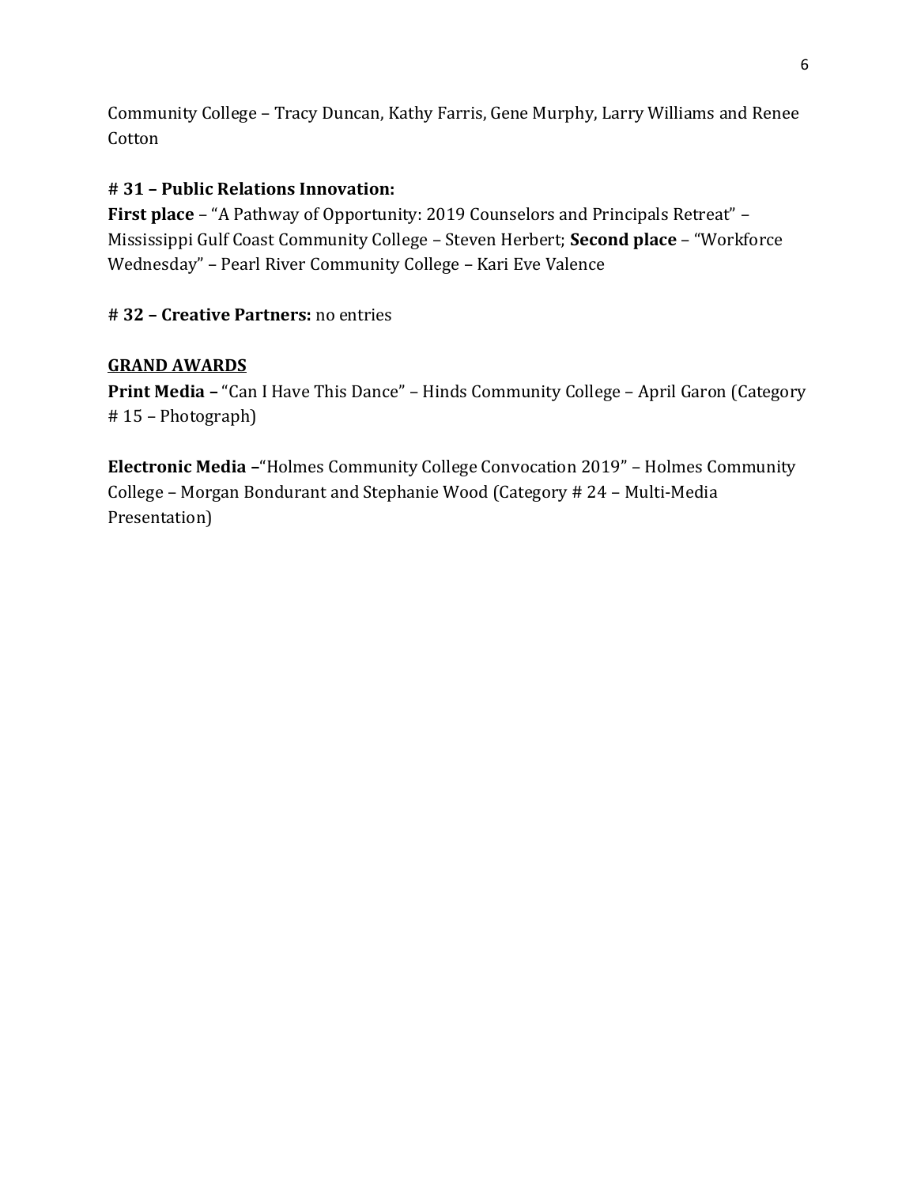Community College – Tracy Duncan, Kathy Farris, Gene Murphy, Larry Williams and Renee Cotton

**# 31 – Public Relations Innovation:**
**First place** – "A Pathway of Opportunity: 2019 Counselors and Principals Retreat" – Mississippi Gulf Coast Community College – Steven Herbert; **Second place** – "Workforce Wednesday" – Pearl River Community College – Kari Eve Valence

**# 32 – Creative Partners:** no entries

**GRAND AWARDS**
**Print Media –** "Can I Have This Dance" – Hinds Community College – April Garon (Category # 15 – Photograph)

**Electronic Media –**"Holmes Community College Convocation 2019" – Holmes Community College – Morgan Bondurant and Stephanie Wood (Category # 24 – Multi-Media Presentation)